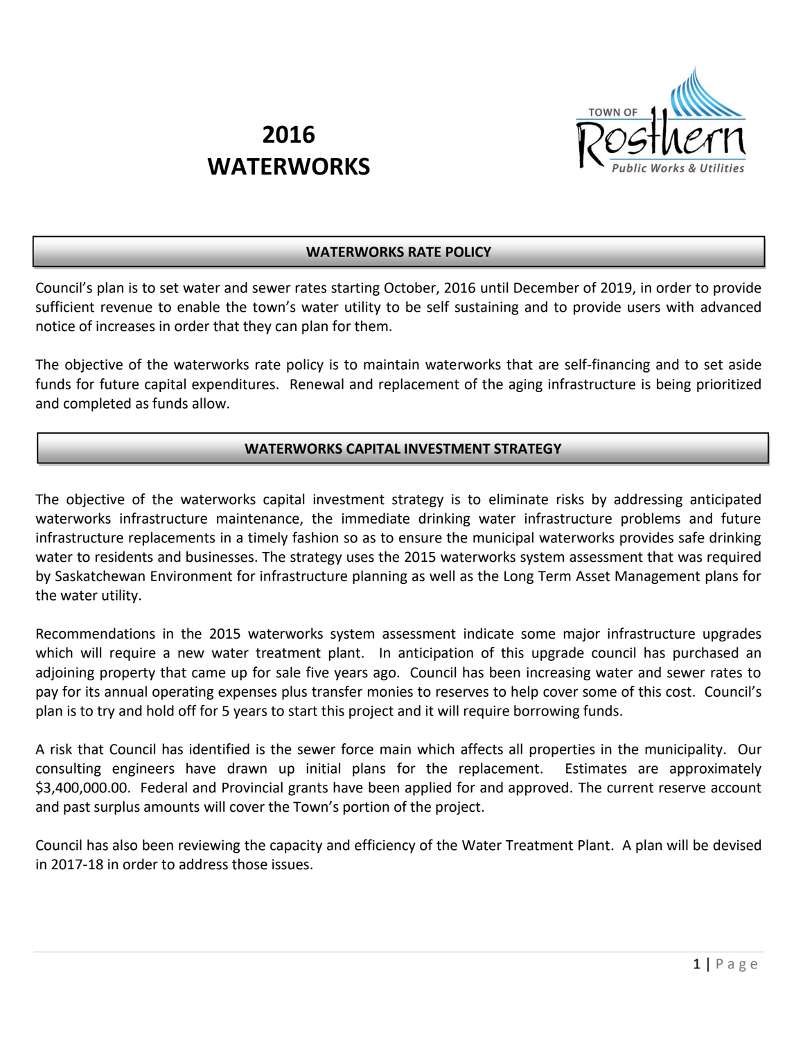# 2016 WATERWORKS

TOWN OF Rosthern
Public Works & Utilities

## WATERWORKS RATE POLICY

Council's plan is to set water and sewer rates starting October, 2016 until December of 2019, in order to provide sufficient revenue to enable the town's water utility to be self sustaining and to provide users with advanced notice of increases in order that they can plan for them.

The objective of the waterworks rate policy is to maintain waterworks that are self-financing and to set aside funds for future capital expenditures. Renewal and replacement of the aging infrastructure is being prioritized and completed as funds allow.

## WATERWORKS CAPITAL INVESTMENT STRATEGY

The objective of the waterworks capital investment strategy is to eliminate risks by addressing anticipated waterworks infrastructure maintenance, the immediate drinking water infrastructure problems and future infrastructure replacements in a timely fashion so as to ensure the municipal waterworks provides safe drinking water to residents and businesses. The strategy uses the 2015 waterworks system assessment that was required by Saskatchewan Environment for infrastructure planning as well as the Long Term Asset Management plans for the water utility.

Recommendations in the 2015 waterworks system assessment indicate some major infrastructure upgrades which will require a new water treatment plant. In anticipation of this upgrade council has purchased an adjoining property that came up for sale five years ago. Council has been increasing water and sewer rates to pay for its annual operating expenses plus transfer monies to reserves to help cover some of this cost. Council's plan is to try and hold off for 5 years to start this project and it will require borrowing funds.

A risk that Council has identified is the sewer force main which affects all properties in the municipality. Our consulting engineers have drawn up initial plans for the replacement. Estimates are approximately $3,400,000.00. Federal and Provincial grants have been applied for and approved. The current reserve account and past surplus amounts will cover the Town's portion of the project.

Council has also been reviewing the capacity and efficiency of the Water Treatment Plant. A plan will be devised in 2017-18 in order to address those issues.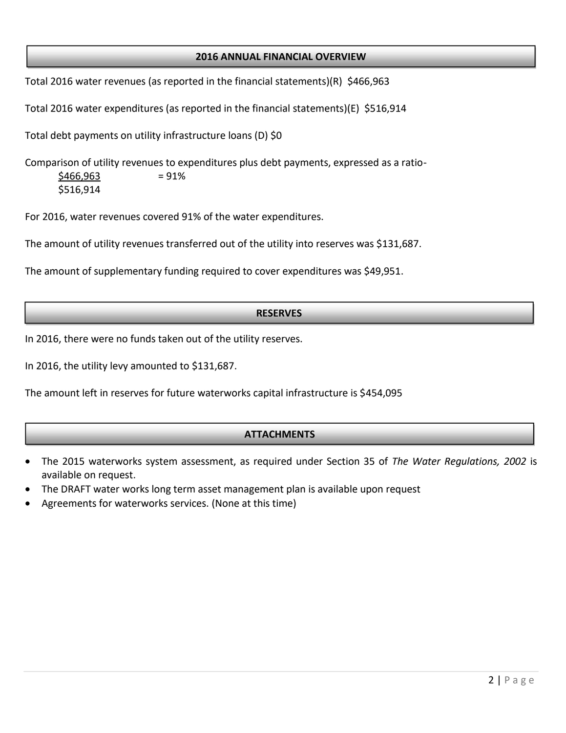## 2016 ANNUAL FINANCIAL OVERVIEW

Total 2016 water revenues (as reported in the financial statements)(R) $466,963

Total 2016 water expenditures (as reported in the financial statements)(E) $516,914

Total debt payments on utility infrastructure loans (D) $0

Comparison of utility revenues to expenditures plus debt payments, expressed as a ratio-

$$\frac{\$466,963}{\$516,914} = 91\%$$

For 2016, water revenues covered 91% of the water expenditures.

The amount of utility revenues transferred out of the utility into reserves was $131,687.

The amount of supplementary funding required to cover expenditures was $49,951.

## RESERVES

In 2016, there were no funds taken out of the utility reserves.

In 2016, the utility levy amounted to $131,687.

The amount left in reserves for future waterworks capital infrastructure is $454,095

## ATTACHMENTS

- The 2015 waterworks system assessment, as required under Section 35 of *The Water Regulations, 2002* is available on request.
- The DRAFT water works long term asset management plan is available upon request
- Agreements for waterworks services. (None at this time)